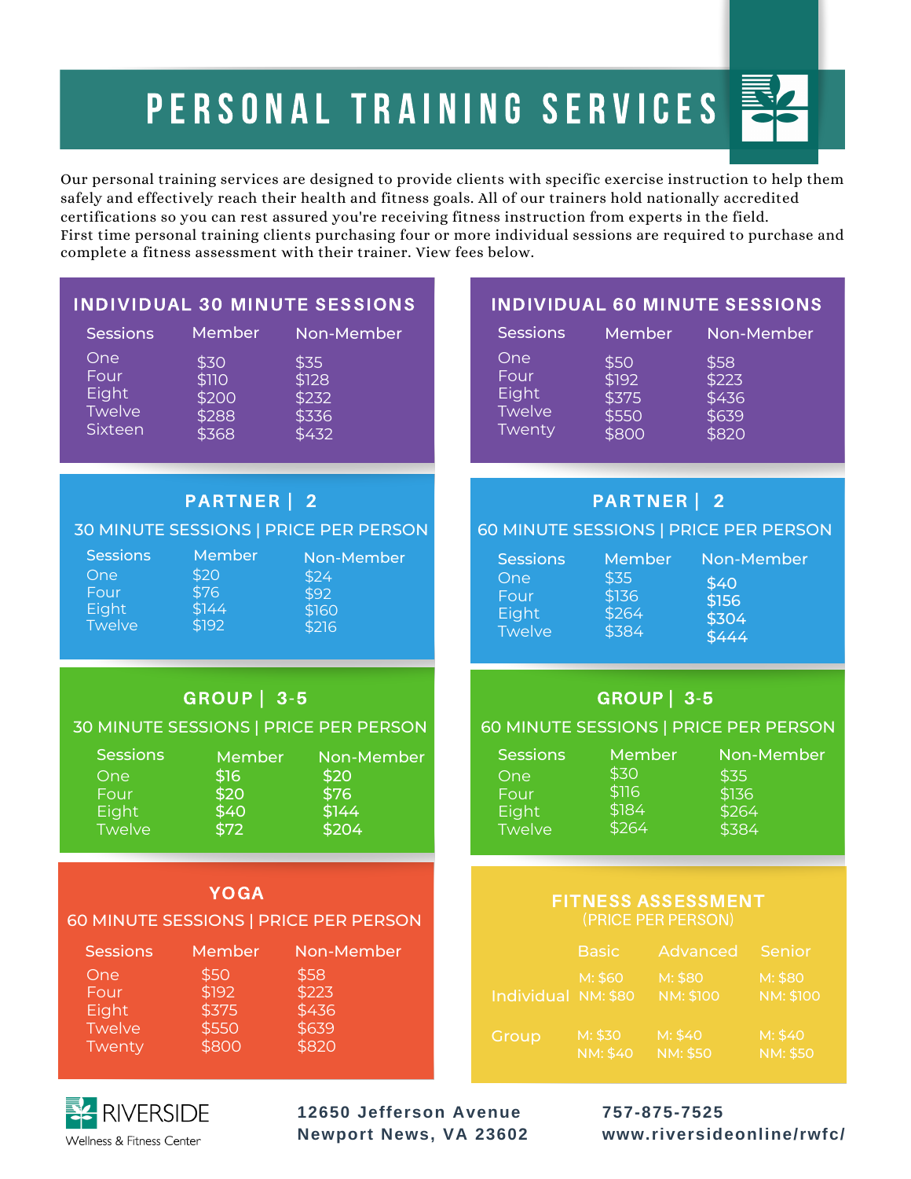# PERSONAL TRAINING SERVICES

Our personal training services are designed to provide clients with specific exercise instruction to help them safely and effectively reach their health and fitness goals. All of our trainers hold nationally accredited certifications so you can rest assured you're receiving fitness instruction from experts in the field.
First time personal training clients purchasing four or more individual sessions are required to purchase and complete a fitness assessment with their trainer. View fees below.

## INDIVIDUAL 30 MINUTE SESSIONS

| Sessions | Member | Non-Member |
|---|---|---|
| One | $30 | $35 |
| Four | $110 | $128 |
| Eight | $200 | $232 |
| Twelve | $288 | $336 |
| Sixteen | $368 | $432 |

## INDIVIDUAL 60 MINUTE SESSIONS

| Sessions | Member | Non-Member |
|---|---|---|
| One | $50 | $58 |
| Four | $192 | $223 |
| Eight | $375 | $436 |
| Twelve | $550 | $639 |
| Twenty | $800 | $820 |

## PARTNER | 2

### 30 MINUTE SESSIONS | PRICE PER PERSON

| Sessions | Member | Non-Member |
|---|---|---|
| One | $20 | $24 |
| Four | $76 | $92 |
| Eight | $144 | $160 |
| Twelve | $192 | $216 |

## PARTNER | 2

### 60 MINUTE SESSIONS | PRICE PER PERSON

| Sessions | Member | Non-Member |
|---|---|---|
| One | $35 | $40 |
| Four | $136 | $156 |
| Eight | $264 | $304 |
| Twelve | $384 | $444 |

## GROUP | 3-5

### 30 MINUTE SESSIONS | PRICE PER PERSON

| Sessions | Member | Non-Member |
|---|---|---|
| One | $16 | $20 |
| Four | $20 | $76 |
| Eight | $40 | $144 |
| Twelve | $72 | $204 |

## GROUP | 3-5

### 60 MINUTE SESSIONS | PRICE PER PERSON

| Sessions | Member | Non-Member |
|---|---|---|
| One | $30 | $35 |
| Four | $116 | $136 |
| Eight | $184 | $264 |
| Twelve | $264 | $384 |

## YOGA

### 60 MINUTE SESSIONS | PRICE PER PERSON

| Sessions | Member | Non-Member |
|---|---|---|
| One | $50 | $58 |
| Four | $192 | $223 |
| Eight | $375 | $436 |
| Twelve | $550 | $639 |
| Twenty | $800 | $820 |

## FITNESS ASSESSMENT

(PRICE PER PERSON)

| | Basic | Advanced | Senior |
|---|---|---|---|
| Individual | M: $60 NM: $80 | M: $80 NM: $100 | M: $80 NM: $100 |
| Group | M: $30 NM: $40 | M: $40 NM: $50 | M: $40 NM: $50 |

RIVERSIDE
Wellness & Fitness Center

**12650 Jefferson Avenue**
**Newport News, VA 23602**

**757-875-7525**
**www.riversideonline/rwfc/**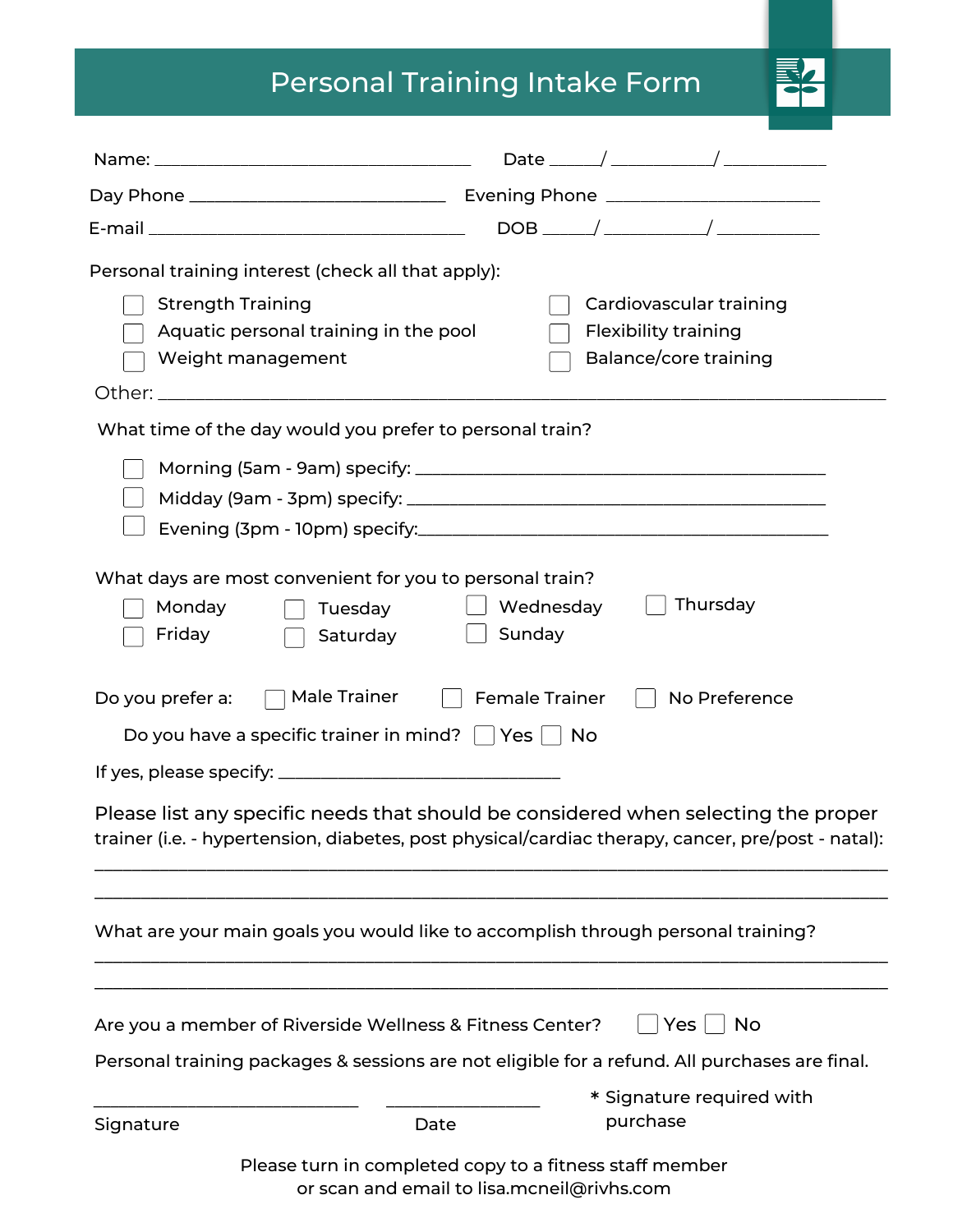# Personal Training Intake Form

Name: ______________________________ Date _____/ __________/ __________

Day Phone ________________________ Evening Phone ____________________

E-mail ______________________________ DOB _____/ __________/ __________

Personal training interest (check all that apply):

- ☐ Strength Training
- ☐ Aquatic personal training in the pool
- ☐ Weight management
- ☐ Cardiovascular training
- ☐ Flexibility training
- ☐ Balance/core training

Other: ______________________________________________________________

What time of the day would you prefer to personal train?

- ☐ Morning (5am - 9am) specify: ____________________________________
- ☐ Midday (9am - 3pm) specify: ____________________________________
- ☐ Evening (3pm - 10pm) specify:____________________________________

What days are most convenient for you to personal train?

- ☐ Monday
- ☐ Tuesday
- ☐ Wednesday
- ☐ Thursday
- ☐ Friday
- ☐ Saturday
- ☐ Sunday

Do you prefer a: ☐ Male Trainer ☐ Female Trainer ☐ No Preference

Do you have a specific trainer in mind? ☐ Yes ☐ No

If yes, please specify: ________________________

Please list any specific needs that should be considered when selecting the proper trainer (i.e. - hypertension, diabetes, post physical/cardiac therapy, cancer, pre/post - natal):

__________________________________________________________________________

__________________________________________________________________________

What are your main goals you would like to accomplish through personal training?

__________________________________________________________________________

__________________________________________________________________________

Are you a member of Riverside Wellness & Fitness Center? ☐ Yes ☐ No

Personal training packages & sessions are not eligible for a refund. All purchases are final.

________________________ ______________

Signature Date

* Signature required with purchase

Please turn in completed copy to a fitness staff member or scan and email to lisa.mcneil@rivhs.com